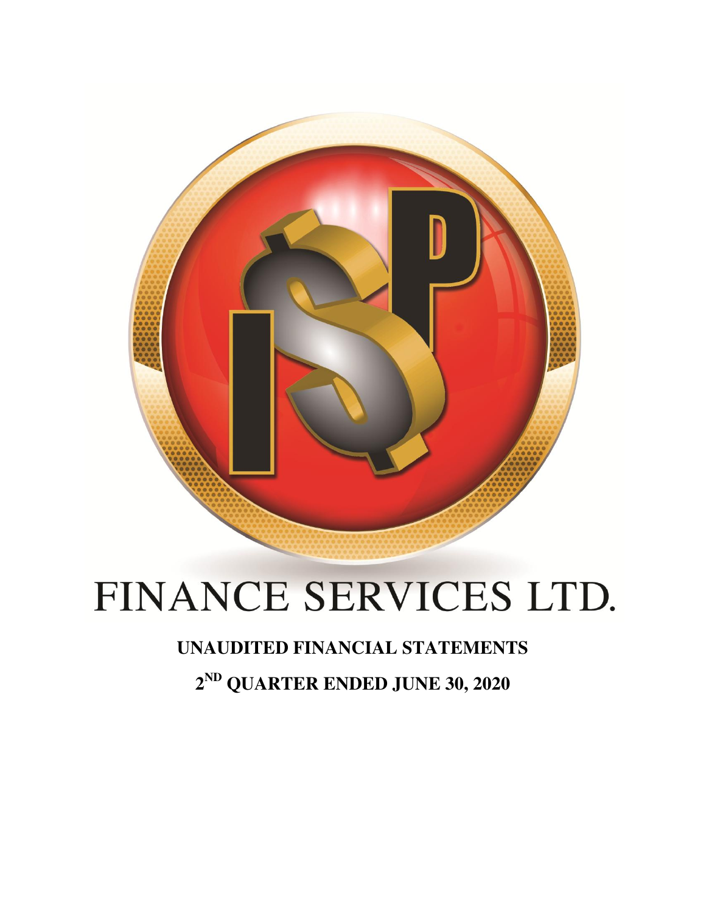# FINANCE SERVICES LTD.

**UNAUDITED FINANCIAL STATEMENTS**

**2ND QUARTER ENDED JUNE 30, 2020**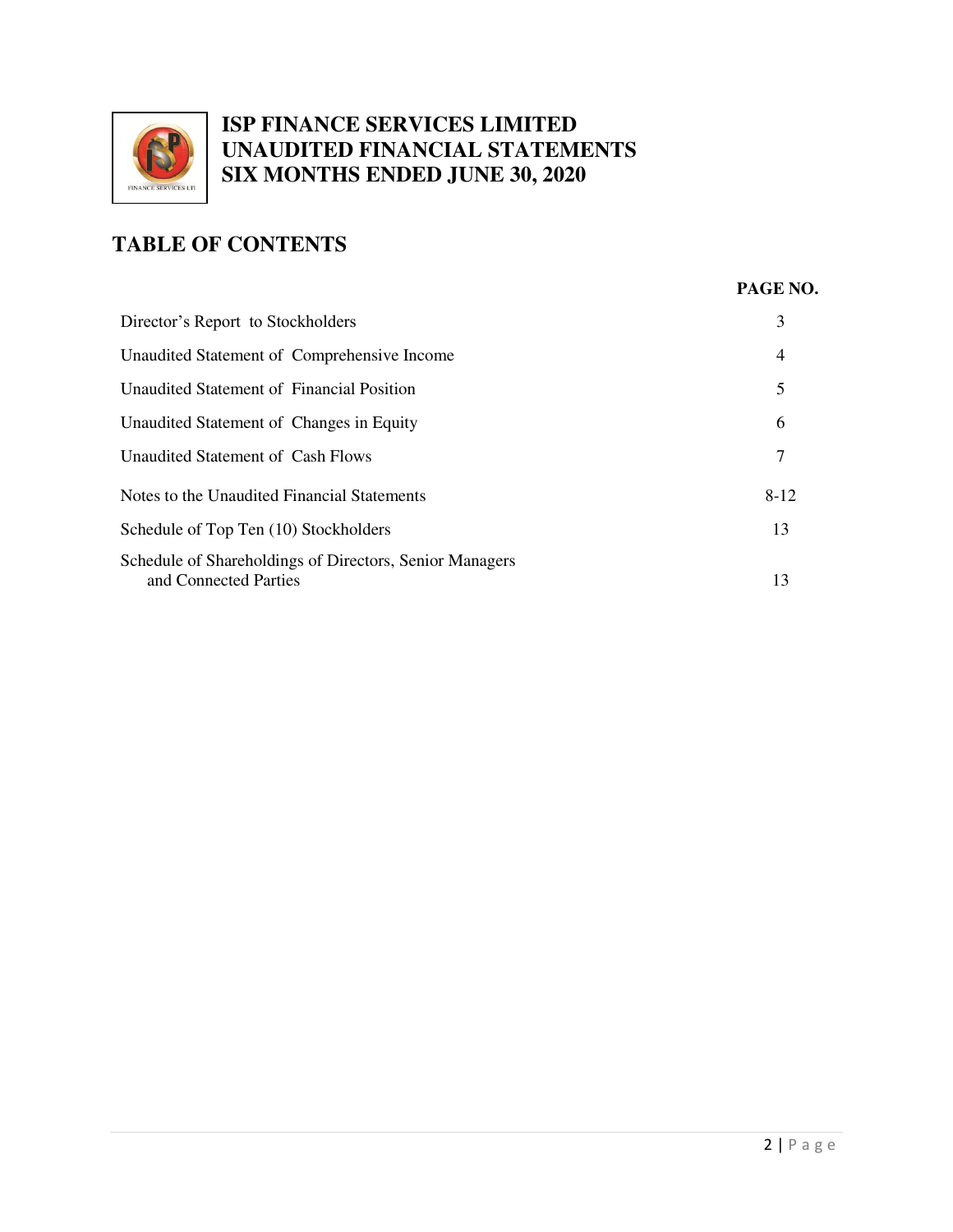# ISP FINANCE SERVICES LIMITED
# UNAUDITED FINANCIAL STATEMENTS
# SIX MONTHS ENDED JUNE 30, 2020

## TABLE OF CONTENTS

| | PAGE NO. |
|---|---|
| Director's Report to Stockholders | 3 |
| Unaudited Statement of Comprehensive Income | 4 |
| Unaudited Statement of Financial Position | 5 |
| Unaudited Statement of Changes in Equity | 6 |
| Unaudited Statement of Cash Flows | 7 |
| Notes to the Unaudited Financial Statements | 8-12 |
| Schedule of Top Ten (10) Stockholders | 13 |
| Schedule of Shareholdings of Directors, Senior Managers and Connected Parties | 13 |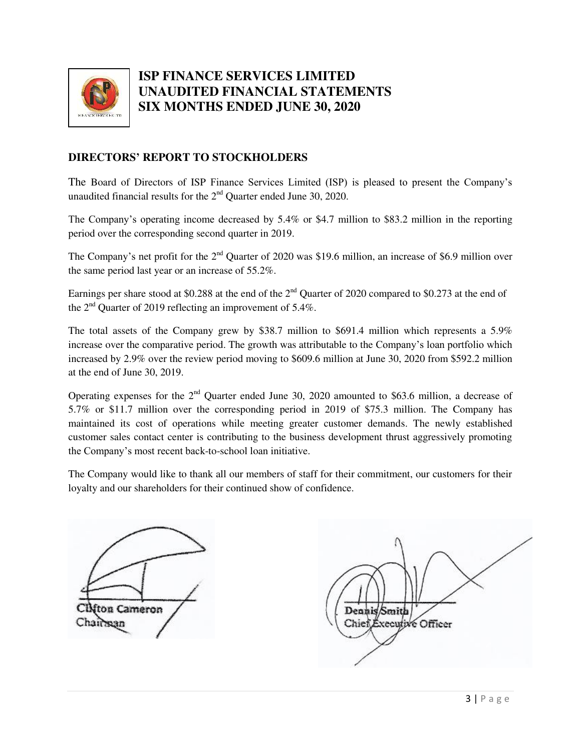# ISP FINANCE SERVICES LIMITED
# UNAUDITED FINANCIAL STATEMENTS
# SIX MONTHS ENDED JUNE 30, 2020

## DIRECTORS' REPORT TO STOCKHOLDERS

The Board of Directors of ISP Finance Services Limited (ISP) is pleased to present the Company's unaudited financial results for the 2nd Quarter ended June 30, 2020.

The Company's operating income decreased by 5.4% or $4.7 million to $83.2 million in the reporting period over the corresponding second quarter in 2019.

The Company's net profit for the 2nd Quarter of 2020 was $19.6 million, an increase of $6.9 million over the same period last year or an increase of 55.2%.

Earnings per share stood at $0.288 at the end of the 2nd Quarter of 2020 compared to $0.273 at the end of the 2nd Quarter of 2019 reflecting an improvement of 5.4%.

The total assets of the Company grew by $38.7 million to $691.4 million which represents a 5.9% increase over the comparative period. The growth was attributable to the Company's loan portfolio which increased by 2.9% over the review period moving to $609.6 million at June 30, 2020 from $592.2 million at the end of June 30, 2019.

Operating expenses for the 2nd Quarter ended June 30, 2020 amounted to $63.6 million, a decrease of 5.7% or $11.7 million over the corresponding period in 2019 of $75.3 million. The Company has maintained its cost of operations while meeting greater customer demands. The newly established customer sales contact center is contributing to the business development thrust aggressively promoting the Company's most recent back-to-school loan initiative.

The Company would like to thank all our members of staff for their commitment, our customers for their loyalty and our shareholders for their continued show of confidence.

Clifton Cameron
Chairman

Dennis Smith
Chief Executive Officer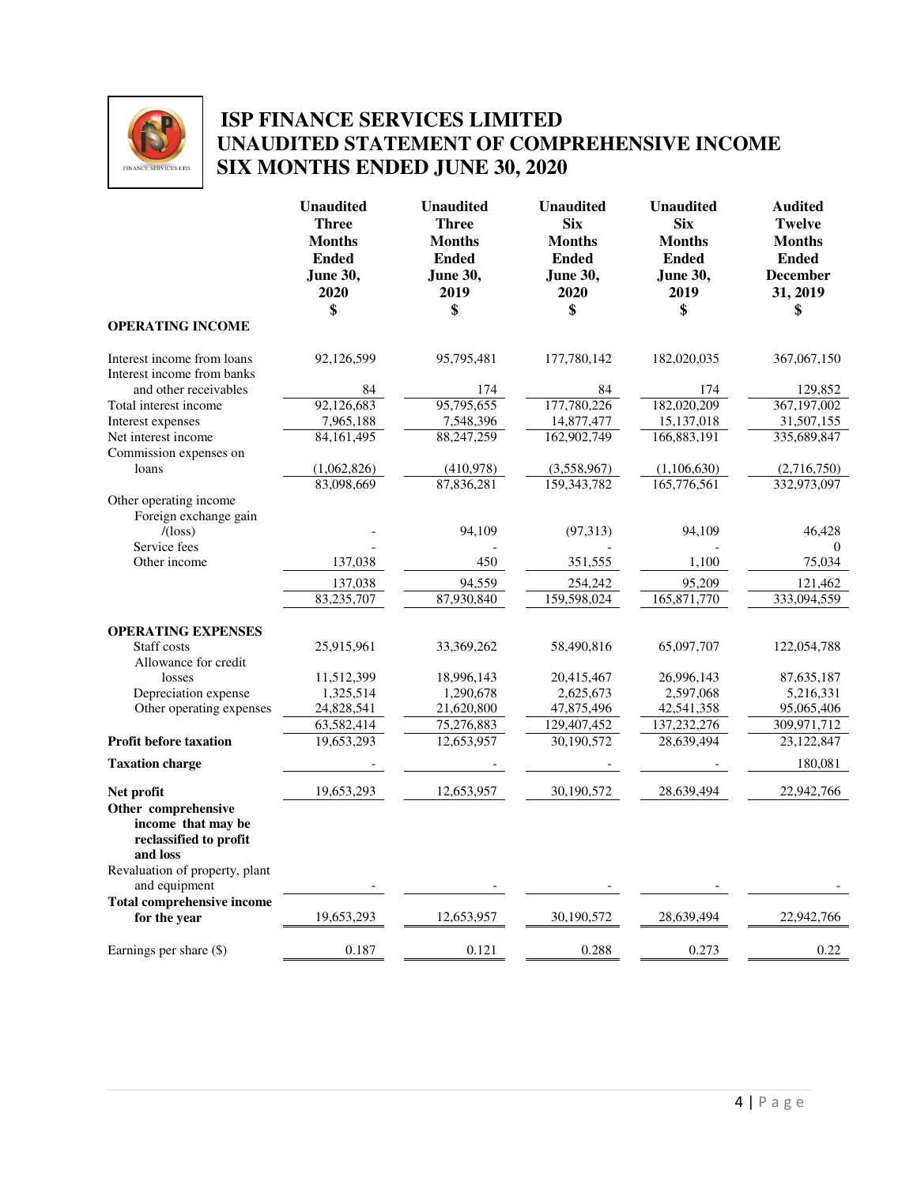# ISP FINANCE SERVICES LIMITED
## UNAUDITED STATEMENT OF COMPREHENSIVE INCOME
## SIX MONTHS ENDED JUNE 30, 2020

| | Unaudited Three Months Ended June 30, 2020 $ | Unaudited Three Months Ended June 30, 2019 $ | Unaudited Six Months Ended June 30, 2020 $ | Unaudited Six Months Ended June 30, 2019 $ | Audited Twelve Months Ended December 31, 2019 $ |
|---|---|---|---|---|---|
| **OPERATING INCOME** | | | | | |
| Interest income from loans | 92,126,599 | 95,795,481 | 177,780,142 | 182,020,035 | 367,067,150 |
| Interest income from banks and other receivables | 84 | 174 | 84 | 174 | 129,852 |
| Total interest income | 92,126,683 | 95,795,655 | 177,780,226 | 182,020,209 | 367,197,002 |
| Interest expenses | 7,965,188 | 7,548,396 | 14,877,477 | 15,137,018 | 31,507,155 |
| Net interest income | 84,161,495 | 88,247,259 | 162,902,749 | 166,883,191 | 335,689,847 |
| Commission expenses on loans | (1,062,826) | (410,978) | (3,558,967) | (1,106,630) | (2,716,750) |
| | 83,098,669 | 87,836,281 | 159,343,782 | 165,776,561 | 332,973,097 |
| Other operating income | | | | | |
| Foreign exchange gain /(loss) | - | 94,109 | (97,313) | 94,109 | 46,428 |
| Service fees | - | - | - | - | 0 |
| Other income | 137,038 | 450 | 351,555 | 1,100 | 75,034 |
| | 137,038 | 94,559 | 254,242 | 95,209 | 121,462 |
| | 83,235,707 | 87,930,840 | 159,598,024 | 165,871,770 | 333,094,559 |
| **OPERATING EXPENSES** | | | | | |
| Staff costs | 25,915,961 | 33,369,262 | 58,490,816 | 65,097,707 | 122,054,788 |
| Allowance for credit losses | 11,512,399 | 18,996,143 | 20,415,467 | 26,996,143 | 87,635,187 |
| Depreciation expense | 1,325,514 | 1,290,678 | 2,625,673 | 2,597,068 | 5,216,331 |
| Other operating expenses | 24,828,541 | 21,620,800 | 47,875,496 | 42,541,358 | 95,065,406 |
| | 63,582,414 | 75,276,883 | 129,407,452 | 137,232,276 | 309,971,712 |
| **Profit before taxation** | 19,653,293 | 12,653,957 | 30,190,572 | 28,639,494 | 23,122,847 |
| **Taxation charge** | - | - | - | - | 180,081 |
| **Net profit** | 19,653,293 | 12,653,957 | 30,190,572 | 28,639,494 | 22,942,766 |
| **Other comprehensive income that may be reclassified to profit and loss** | | | | | |
| Revaluation of property, plant and equipment | - | - | - | - | - |
| **Total comprehensive income for the year** | 19,653,293 | 12,653,957 | 30,190,572 | 28,639,494 | 22,942,766 |
| Earnings per share ($) | 0.187 | 0.121 | 0.288 | 0.273 | 0.22 |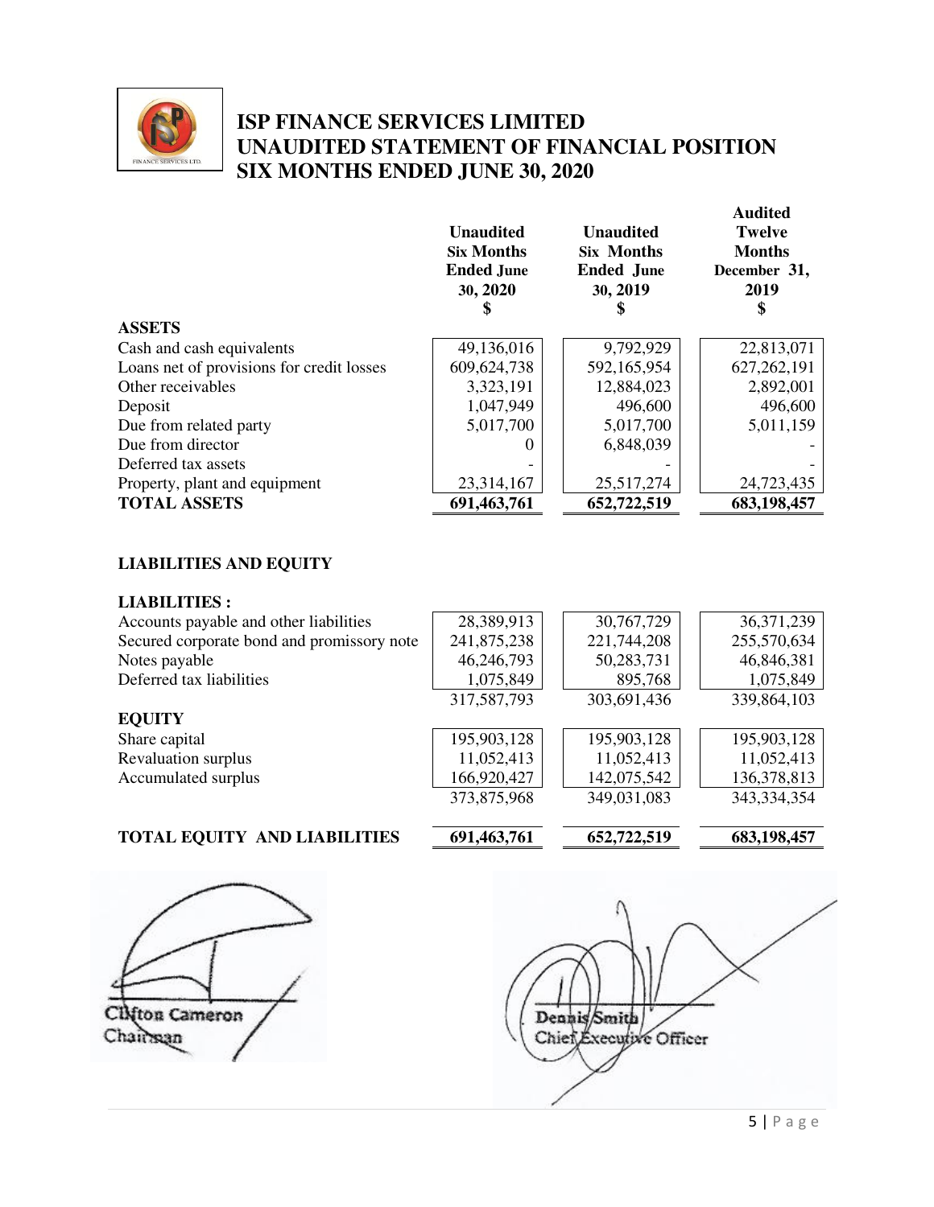# ISP FINANCE SERVICES LIMITED
# UNAUDITED STATEMENT OF FINANCIAL POSITION
# SIX MONTHS ENDED JUNE 30, 2020

| | Unaudited Six Months Ended June 30, 2020 $ | Unaudited Six Months Ended June 30, 2019 $ | Audited Twelve Months December 31, 2019 $ |
|---|---|---|---|
| **ASSETS** | | | |
| Cash and cash equivalents | 49,136,016 | 9,792,929 | 22,813,071 |
| Loans net of provisions for credit losses | 609,624,738 | 592,165,954 | 627,262,191 |
| Other receivables | 3,323,191 | 12,884,023 | 2,892,001 |
| Deposit | 1,047,949 | 496,600 | 496,600 |
| Due from related party | 5,017,700 | 5,017,700 | 5,011,159 |
| Due from director | 0 | 6,848,039 | - |
| Deferred tax assets | - | - | - |
| Property, plant and equipment | 23,314,167 | 25,517,274 | 24,723,435 |
| **TOTAL ASSETS** | **691,463,761** | **652,722,519** | **683,198,457** |
| | | | |
| **LIABILITIES AND EQUITY** | | | |
| | | | |
| **LIABILITIES :** | | | |
| Accounts payable and other liabilities | 28,389,913 | 30,767,729 | 36,371,239 |
| Secured corporate bond and promissory note | 241,875,238 | 221,744,208 | 255,570,634 |
| Notes payable | 46,246,793 | 50,283,731 | 46,846,381 |
| Deferred tax liabilities | 1,075,849 | 895,768 | 1,075,849 |
| | 317,587,793 | 303,691,436 | 339,864,103 |
| **EQUITY** | | | |
| Share capital | 195,903,128 | 195,903,128 | 195,903,128 |
| Revaluation surplus | 11,052,413 | 11,052,413 | 11,052,413 |
| Accumulated surplus | 166,920,427 | 142,075,542 | 136,378,813 |
| | 373,875,968 | 349,031,083 | 343,334,354 |
| | | | |
| **TOTAL EQUITY AND LIABILITIES** | **691,463,761** | **652,722,519** | **683,198,457** |

Clifton Cameron
Chairman

Dennis Smith
Chief Executive Officer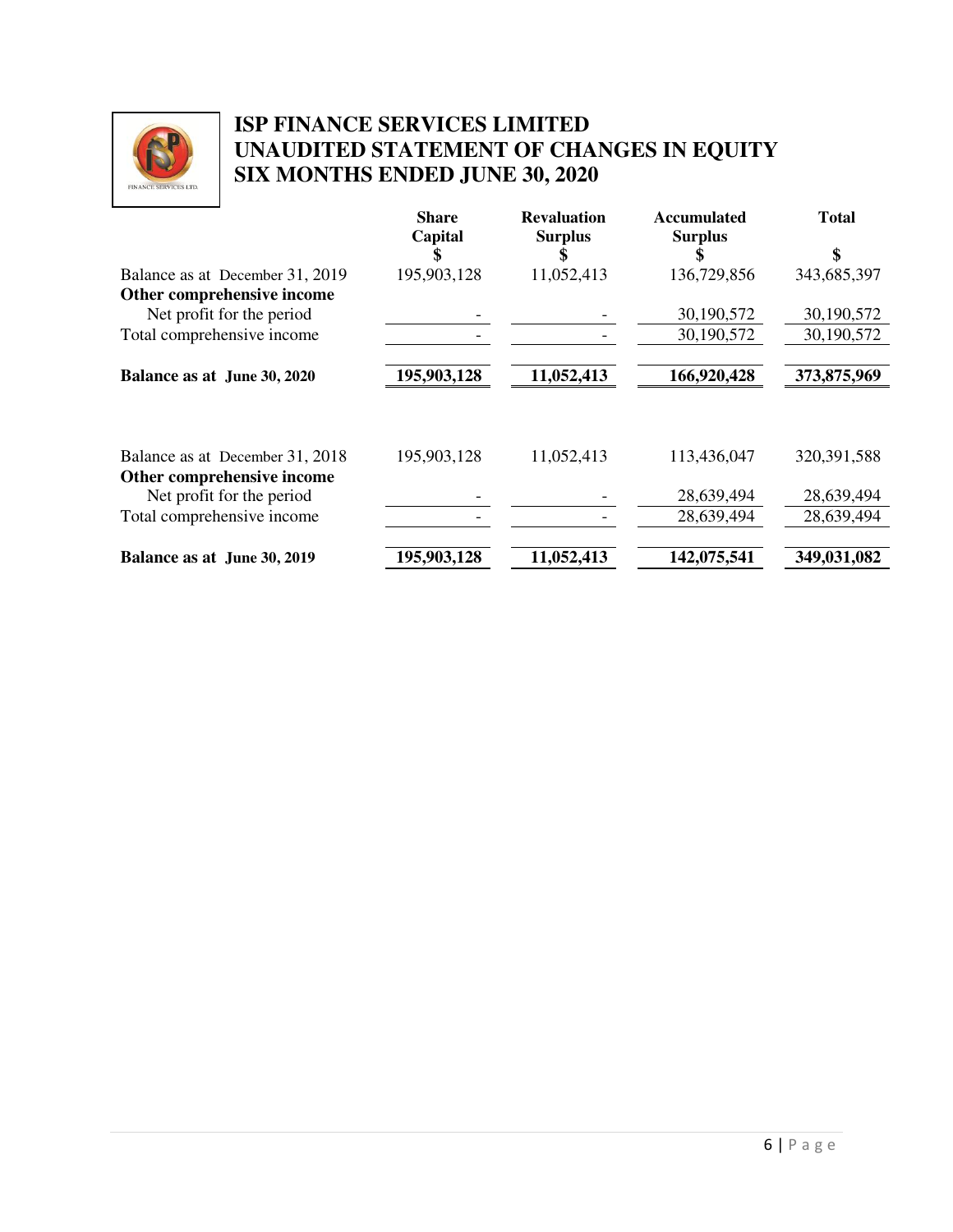# ISP FINANCE SERVICES LIMITED
# UNAUDITED STATEMENT OF CHANGES IN EQUITY
# SIX MONTHS ENDED JUNE 30, 2020

| | Share Capital $ | Revaluation Surplus $ | Accumulated Surplus $ | Total $ |
|---|---|---|---|---|
| Balance as at December 31, 2019 | 195,903,128 | 11,052,413 | 136,729,856 | 343,685,397 |
| **Other comprehensive income** | | | | |
| Net profit for the period | - | - | 30,190,572 | 30,190,572 |
| Total comprehensive income | - | - | 30,190,572 | 30,190,572 |
| **Balance as at June 30, 2020** | **195,903,128** | **11,052,413** | **166,920,428** | **373,875,969** |
| | | | | |
| Balance as at December 31, 2018 | 195,903,128 | 11,052,413 | 113,436,047 | 320,391,588 |
| **Other comprehensive income** | | | | |
| Net profit for the period | - | - | 28,639,494 | 28,639,494 |
| Total comprehensive income | - | - | 28,639,494 | 28,639,494 |
| **Balance as at June 30, 2019** | **195,903,128** | **11,052,413** | **142,075,541** | **349,031,082** |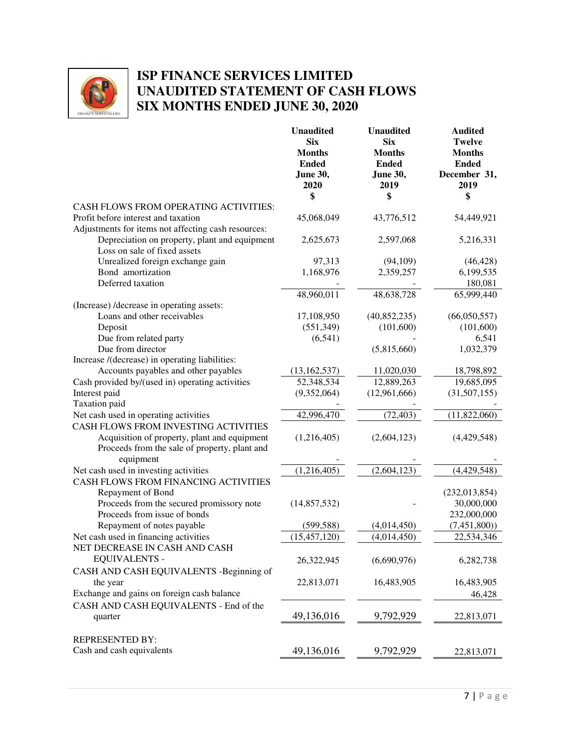# ISP FINANCE SERVICES LIMITED
## UNAUDITED STATEMENT OF CASH FLOWS
## SIX MONTHS ENDED JUNE 30, 2020

| | Unaudited Six Months Ended June 30, 2020 $ | Unaudited Six Months Ended June 30, 2019 $ | Audited Twelve Months Ended December 31, 2019 $ |
|---|---|---|---|
| CASH FLOWS FROM OPERATING ACTIVITIES: | | | |
| Profit before interest and taxation | 45,068,049 | 43,776,512 | 54,449,921 |
| Adjustments for items not affecting cash resources: | | | |
| Depreciation on property, plant and equipment | 2,625,673 | 2,597,068 | 5,216,331 |
| Loss on sale of fixed assets | | | |
| Unrealized foreign exchange gain | 97,313 | (94,109) | (46,428) |
| Bond amortization | 1,168,976 | 2,359,257 | 6,199,535 |
| Deferred taxation | - | - | 180,081 |
| | 48,960,011 | 48,638,728 | 65,999,440 |
| (Increase) /decrease in operating assets: | | | |
| Loans and other receivables | 17,108,950 | (40,852,235) | (66,050,557) |
| Deposit | (551,349) | (101,600) | (101,600) |
| Due from related party | (6,541) | - | 6,541 |
| Due from director | | (5,815,660) | 1,032,379 |
| Increase /(decrease) in operating liabilities: | | | |
| Accounts payables and other payables | (13,162,537) | 11,020,030 | 18,798,892 |
| Cash provided by/(used in) operating activities | 52,348,534 | 12,889,263 | 19,685,095 |
| Interest paid | (9,352,064) | (12,961,666) | (31,507,155) |
| Taxation paid | - | - | - |
| Net cash used in operating activities | 42,996,470 | (72,403) | (11,822,060) |
| CASH FLOWS FROM INVESTING ACTIVITIES | | | |
| Acquisition of property, plant and equipment | (1,216,405) | (2,604,123) | (4,429,548) |
| Proceeds from the sale of property, plant and equipment | - | - | - |
| Net cash used in investing activities | (1,216,405) | (2,604,123) | (4,429,548) |
| CASH FLOWS FROM FINANCING ACTIVITIES | | | |
| Repayment of Bond | | | (232,013,854) |
| Proceeds from the secured promissory note | (14,857,532) | - | 30,000,000 |
| Proceeds from issue of bonds | | | 232,000,000 |
| Repayment of notes payable | (599,588) | (4,014,450) | (7,451,800)) |
| Net cash used in financing activities | (15,457,120) | (4,014,450) | 22,534,346 |
| NET DECREASE IN CASH AND CASH EQUIVALENTS - | 26,322,945 | (6,690,976) | 6,282,738 |
| CASH AND CASH EQUIVALENTS -Beginning of the year | 22,813,071 | 16,483,905 | 16,483,905 |
| Exchange and gains on foreign cash balance | | | 46,428 |
| CASH AND CASH EQUIVALENTS - End of the quarter | 49,136,016 | 9,792,929 | 22,813,071 |
| | | | |
| REPRESENTED BY: | | | |
| Cash and cash equivalents | 49,136,016 | 9,792,929 | 22,813,071 |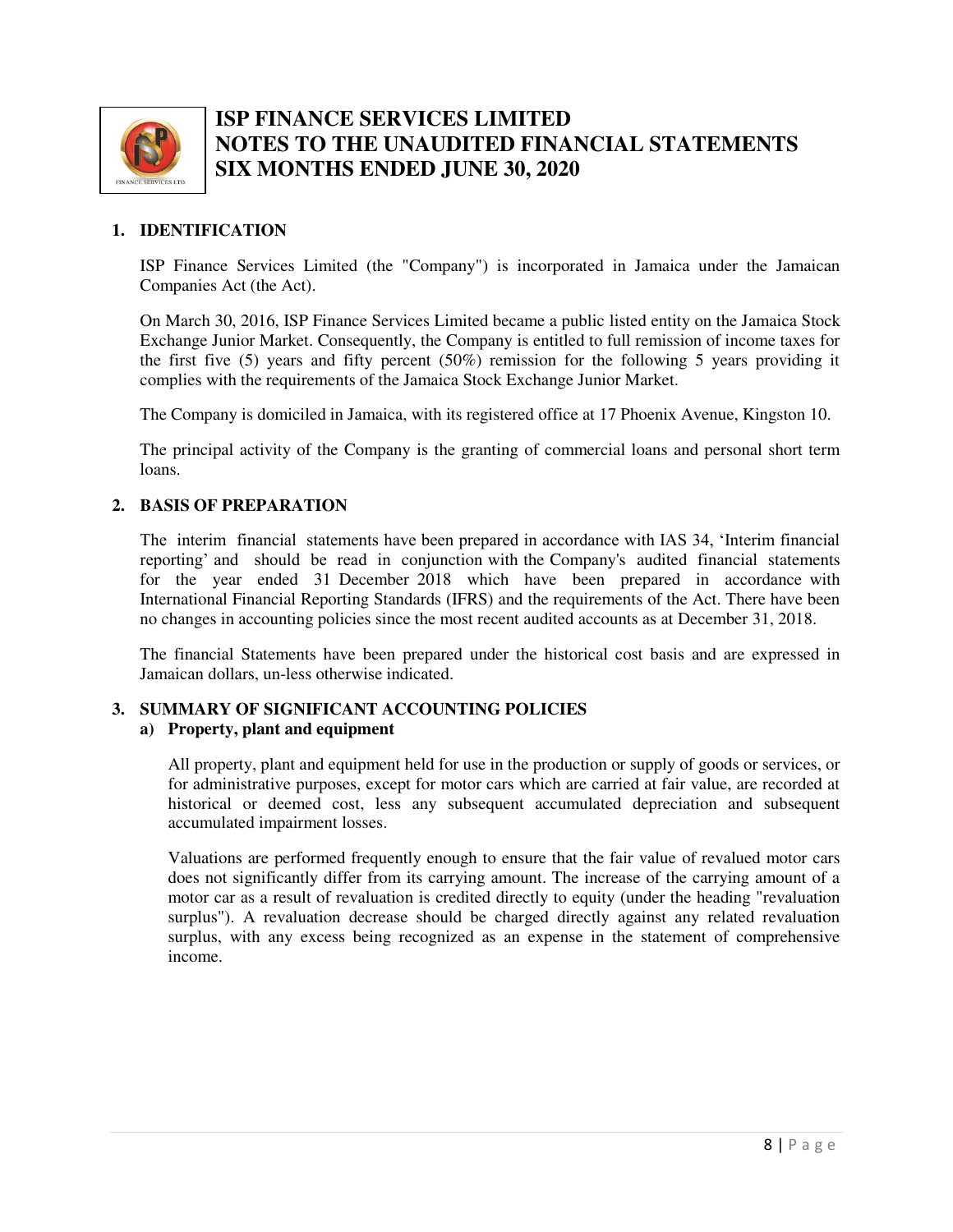# ISP FINANCE SERVICES LIMITED
# NOTES TO THE UNAUDITED FINANCIAL STATEMENTS
# SIX MONTHS ENDED JUNE 30, 2020

## 1. IDENTIFICATION

ISP Finance Services Limited (the "Company") is incorporated in Jamaica under the Jamaican Companies Act (the Act).

On March 30, 2016, ISP Finance Services Limited became a public listed entity on the Jamaica Stock Exchange Junior Market. Consequently, the Company is entitled to full remission of income taxes for the first five (5) years and fifty percent (50%) remission for the following 5 years providing it complies with the requirements of the Jamaica Stock Exchange Junior Market.

The Company is domiciled in Jamaica, with its registered office at 17 Phoenix Avenue, Kingston 10.

The principal activity of the Company is the granting of commercial loans and personal short term loans.

## 2. BASIS OF PREPARATION

The interim financial statements have been prepared in accordance with IAS 34, 'Interim financial reporting' and should be read in conjunction with the Company's audited financial statements for the year ended 31 December 2018 which have been prepared in accordance with International Financial Reporting Standards (IFRS) and the requirements of the Act. There have been no changes in accounting policies since the most recent audited accounts as at December 31, 2018.

The financial Statements have been prepared under the historical cost basis and are expressed in Jamaican dollars, un-less otherwise indicated.

## 3. SUMMARY OF SIGNIFICANT ACCOUNTING POLICIES

### a) Property, plant and equipment

All property, plant and equipment held for use in the production or supply of goods or services, or for administrative purposes, except for motor cars which are carried at fair value, are recorded at historical or deemed cost, less any subsequent accumulated depreciation and subsequent accumulated impairment losses.

Valuations are performed frequently enough to ensure that the fair value of revalued motor cars does not significantly differ from its carrying amount. The increase of the carrying amount of a motor car as a result of revaluation is credited directly to equity (under the heading "revaluation surplus"). A revaluation decrease should be charged directly against any related revaluation surplus, with any excess being recognized as an expense in the statement of comprehensive income.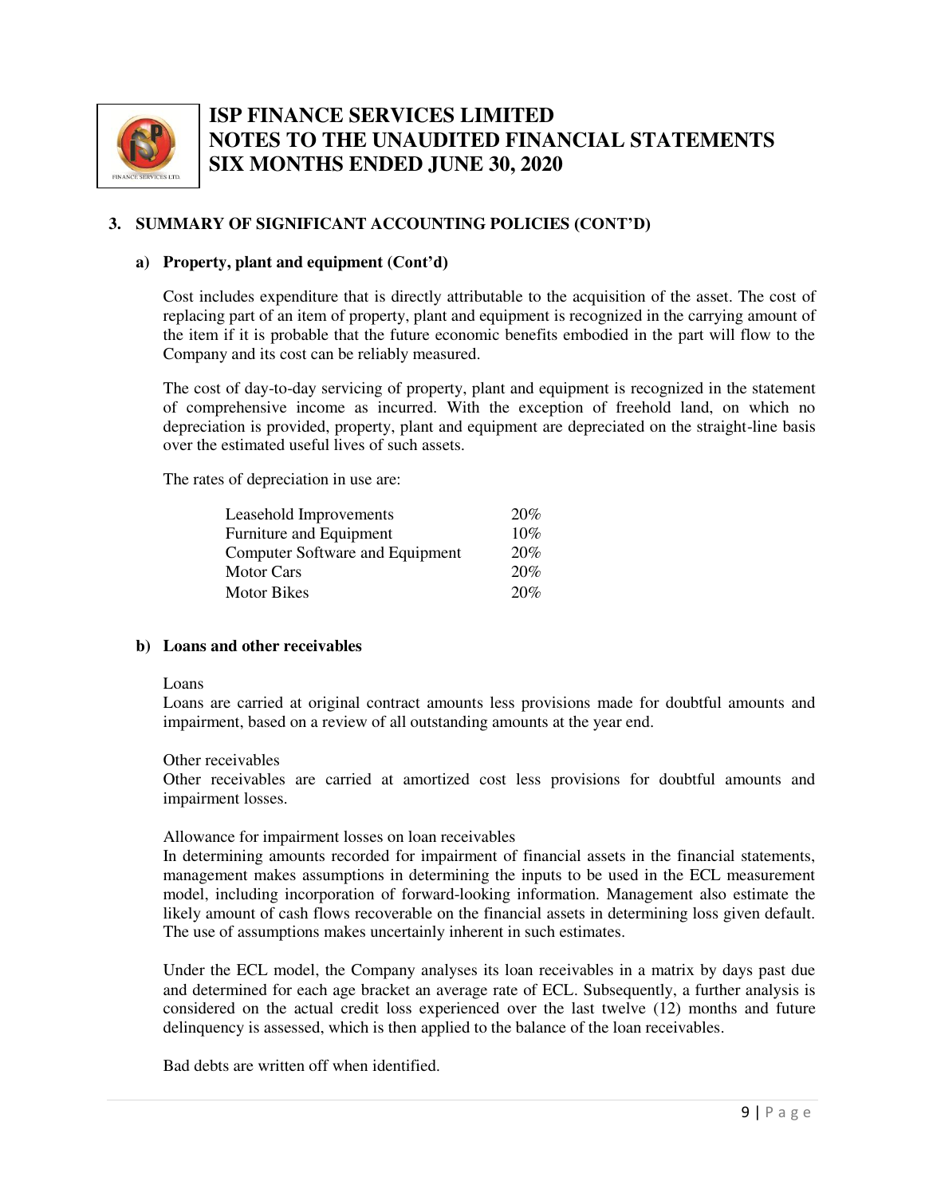## 3. SUMMARY OF SIGNIFICANT ACCOUNTING POLICIES (CONT'D)

### a) Property, plant and equipment (Cont'd)

Cost includes expenditure that is directly attributable to the acquisition of the asset. The cost of replacing part of an item of property, plant and equipment is recognized in the carrying amount of the item if it is probable that the future economic benefits embodied in the part will flow to the Company and its cost can be reliably measured.

The cost of day-to-day servicing of property, plant and equipment is recognized in the statement of comprehensive income as incurred. With the exception of freehold land, on which no depreciation is provided, property, plant and equipment are depreciated on the straight-line basis over the estimated useful lives of such assets.

The rates of depreciation in use are:

| | |
|---|---|
| Leasehold Improvements | 20% |
| Furniture and Equipment | 10% |
| Computer Software and Equipment | 20% |
| Motor Cars | 20% |
| Motor Bikes | 20% |

### b) Loans and other receivables

Loans

Loans are carried at original contract amounts less provisions made for doubtful amounts and impairment, based on a review of all outstanding amounts at the year end.

Other receivables

Other receivables are carried at amortized cost less provisions for doubtful amounts and impairment losses.

Allowance for impairment losses on loan receivables

In determining amounts recorded for impairment of financial assets in the financial statements, management makes assumptions in determining the inputs to be used in the ECL measurement model, including incorporation of forward-looking information. Management also estimate the likely amount of cash flows recoverable on the financial assets in determining loss given default. The use of assumptions makes uncertainly inherent in such estimates.

Under the ECL model, the Company analyses its loan receivables in a matrix by days past due and determined for each age bracket an average rate of ECL. Subsequently, a further analysis is considered on the actual credit loss experienced over the last twelve (12) months and future delinquency is assessed, which is then applied to the balance of the loan receivables.

Bad debts are written off when identified.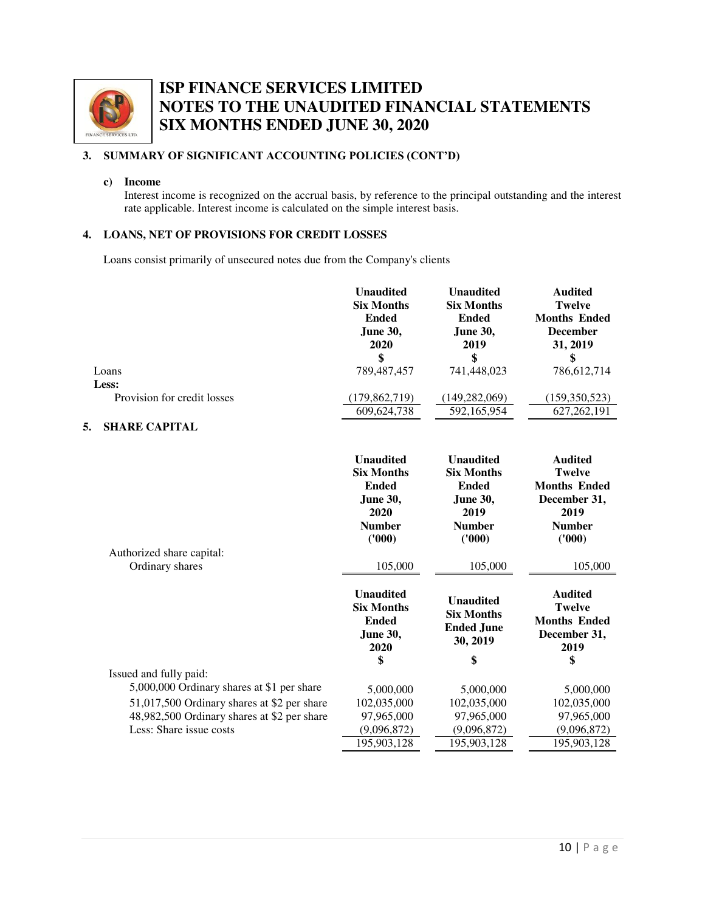# ISP FINANCE SERVICES LIMITED
# NOTES TO THE UNAUDITED FINANCIAL STATEMENTS
# SIX MONTHS ENDED JUNE 30, 2020

## 3. SUMMARY OF SIGNIFICANT ACCOUNTING POLICIES (CONT'D)

**c) Income**

Interest income is recognized on the accrual basis, by reference to the principal outstanding and the interest rate applicable. Interest income is calculated on the simple interest basis.

## 4. LOANS, NET OF PROVISIONS FOR CREDIT LOSSES

Loans consist primarily of unsecured notes due from the Company's clients

| | Unaudited Six Months Ended June 30, 2020 $ | Unaudited Six Months Ended June 30, 2019 $ | Audited Twelve Months Ended December 31, 2019 $ |
|---|---|---|---|
| Loans | 789,487,457 | 741,448,023 | 786,612,714 |
| **Less:** | | | |
| Provision for credit losses | (179,862,719) | (149,282,069) | (159,350,523) |
| | 609,624,738 | 592,165,954 | 627,262,191 |

## 5. SHARE CAPITAL

| | Unaudited Six Months Ended June 30, 2020 Number ('000) | Unaudited Six Months Ended June 30, 2019 Number ('000) | Audited Twelve Months Ended December 31, 2019 Number ('000) |
|---|---|---|---|
| Authorized share capital: | | | |
| Ordinary shares | 105,000 | 105,000 | 105,000 |

| | Unaudited Six Months Ended June 30, 2020 $ | Unaudited Six Months Ended June 30, 2019 $ | Audited Twelve Months Ended December 31, 2019 $ |
|---|---|---|---|
| Issued and fully paid: | | | |
| 5,000,000 Ordinary shares at $1 per share | 5,000,000 | 5,000,000 | 5,000,000 |
| 51,017,500 Ordinary shares at $2 per share | 102,035,000 | 102,035,000 | 102,035,000 |
| 48,982,500 Ordinary shares at $2 per share | 97,965,000 | 97,965,000 | 97,965,000 |
| Less: Share issue costs | (9,096,872) | (9,096,872) | (9,096,872) |
| | 195,903,128 | 195,903,128 | 195,903,128 |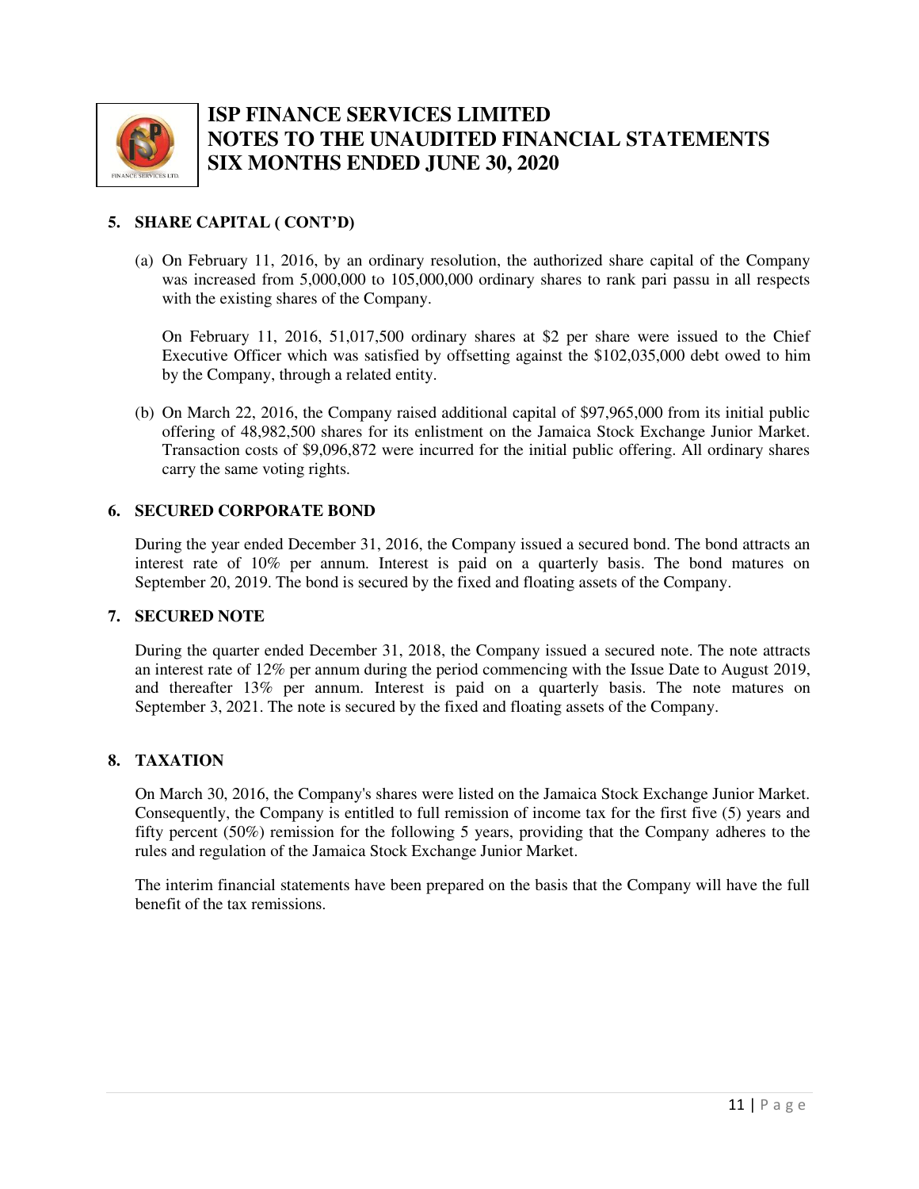## 5. SHARE CAPITAL ( CONT'D)

(a) On February 11, 2016, by an ordinary resolution, the authorized share capital of the Company was increased from 5,000,000 to 105,000,000 ordinary shares to rank pari passu in all respects with the existing shares of the Company.

On February 11, 2016, 51,017,500 ordinary shares at $2 per share were issued to the Chief Executive Officer which was satisfied by offsetting against the $102,035,000 debt owed to him by the Company, through a related entity.

(b) On March 22, 2016, the Company raised additional capital of $97,965,000 from its initial public offering of 48,982,500 shares for its enlistment on the Jamaica Stock Exchange Junior Market. Transaction costs of $9,096,872 were incurred for the initial public offering. All ordinary shares carry the same voting rights.

## 6. SECURED CORPORATE BOND

During the year ended December 31, 2016, the Company issued a secured bond. The bond attracts an interest rate of 10% per annum. Interest is paid on a quarterly basis. The bond matures on September 20, 2019. The bond is secured by the fixed and floating assets of the Company.

## 7. SECURED NOTE

During the quarter ended December 31, 2018, the Company issued a secured note. The note attracts an interest rate of 12% per annum during the period commencing with the Issue Date to August 2019, and thereafter 13% per annum. Interest is paid on a quarterly basis. The note matures on September 3, 2021. The note is secured by the fixed and floating assets of the Company.

## 8. TAXATION

On March 30, 2016, the Company's shares were listed on the Jamaica Stock Exchange Junior Market. Consequently, the Company is entitled to full remission of income tax for the first five (5) years and fifty percent (50%) remission for the following 5 years, providing that the Company adheres to the rules and regulation of the Jamaica Stock Exchange Junior Market.

The interim financial statements have been prepared on the basis that the Company will have the full benefit of the tax remissions.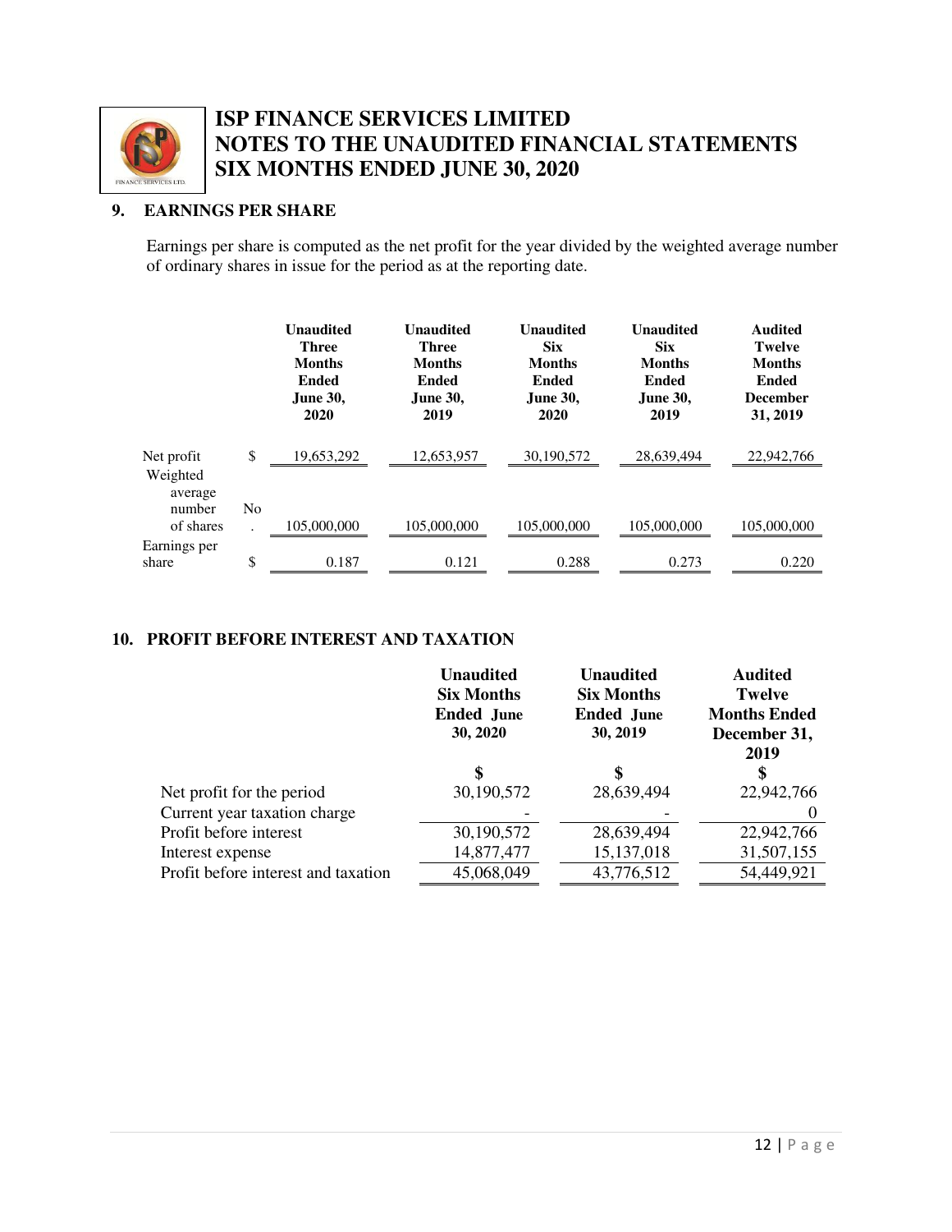## 9. EARNINGS PER SHARE

Earnings per share is computed as the net profit for the year divided by the weighted average number of ordinary shares in issue for the period as at the reporting date.

| | | Unaudited Three Months Ended June 30, 2020 | Unaudited Three Months Ended June 30, 2019 | Unaudited Six Months Ended June 30, 2020 | Unaudited Six Months Ended June 30, 2019 | Audited Twelve Months Ended December 31, 2019 |
|---|---|---|---|---|---|---|
| Net profit | $ | 19,653,292 | 12,653,957 | 30,190,572 | 28,639,494 | 22,942,766 |
| Weighted average number of shares | No. | 105,000,000 | 105,000,000 | 105,000,000 | 105,000,000 | 105,000,000 |
| Earnings per share | $ | 0.187 | 0.121 | 0.288 | 0.273 | 0.220 |

## 10. PROFIT BEFORE INTEREST AND TAXATION

| | Unaudited Six Months Ended June 30, 2020 | Unaudited Six Months Ended June 30, 2019 | Audited Twelve Months Ended December 31, 2019 |
|---|---|---|---|
| | $ | $ | $ |
| Net profit for the period | 30,190,572 | 28,639,494 | 22,942,766 |
| Current year taxation charge | - | - | 0 |
| Profit before interest | 30,190,572 | 28,639,494 | 22,942,766 |
| Interest expense | 14,877,477 | 15,137,018 | 31,507,155 |
| Profit before interest and taxation | 45,068,049 | 43,776,512 | 54,449,921 |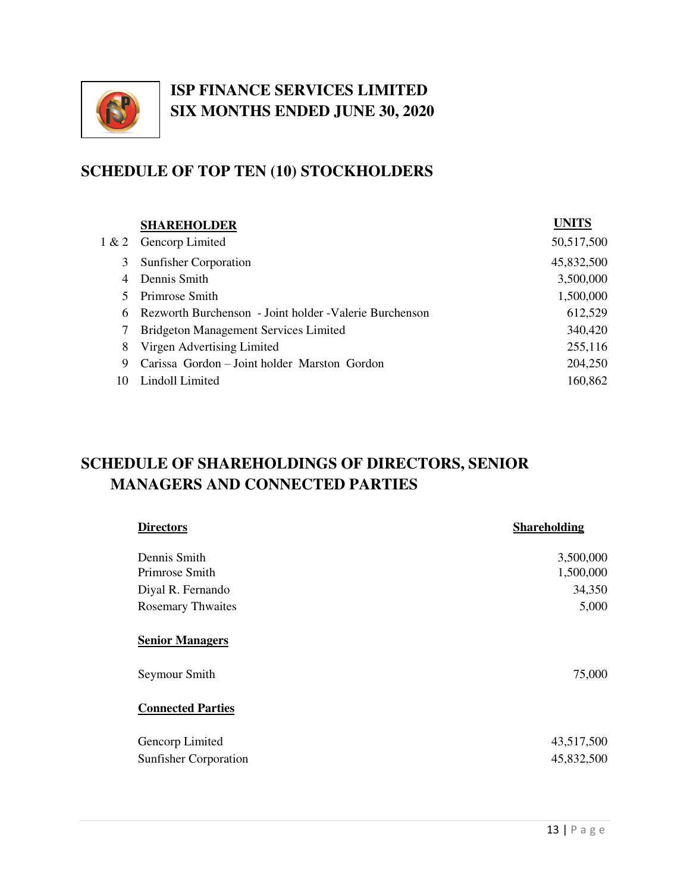# ISP FINANCE SERVICES LIMITED
# SIX MONTHS ENDED JUNE 30, 2020

## SCHEDULE OF TOP TEN (10) STOCKHOLDERS

| | SHAREHOLDER | UNITS |
|---|---|---|
| 1 & 2 | Gencorp Limited | 50,517,500 |
| 3 | Sunfisher Corporation | 45,832,500 |
| 4 | Dennis Smith | 3,500,000 |
| 5 | Primrose Smith | 1,500,000 |
| 6 | Rezworth Burchenson - Joint holder -Valerie Burchenson | 612,529 |
| 7 | Bridgeton Management Services Limited | 340,420 |
| 8 | Virgen Advertising Limited | 255,116 |
| 9 | Carissa Gordon – Joint holder Marston Gordon | 204,250 |
| 10 | Lindoll Limited | 160,862 |

## SCHEDULE OF SHAREHOLDINGS OF DIRECTORS, SENIOR MANAGERS AND CONNECTED PARTIES

| Directors | Shareholding |
|---|---|
| Dennis Smith | 3,500,000 |
| Primrose Smith | 1,500,000 |
| Diyal R. Fernando | 34,350 |
| Rosemary Thwaites | 5,000 |
| **Senior Managers** | |
| Seymour Smith | 75,000 |
| **Connected Parties** | |
| Gencorp Limited | 43,517,500 |
| Sunfisher Corporation | 45,832,500 |